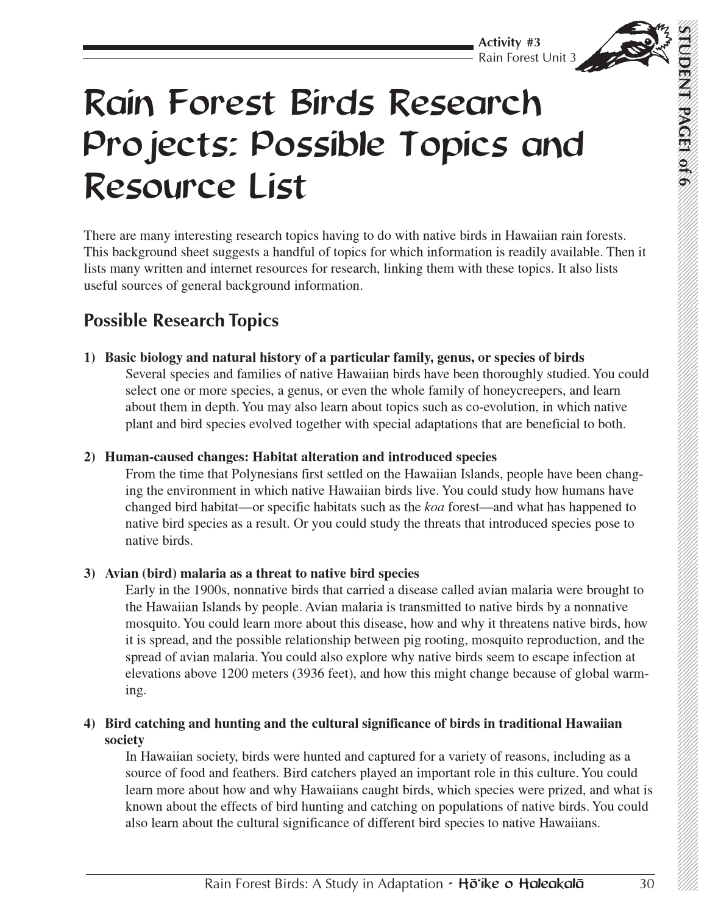# Rain Forest Birds Research Projects: Possible Topics and Resource List

There are many interesting research topics having to do with native birds in Hawaiian rain forests. This background sheet suggests a handful of topics for which information is readily available. Then it lists many written and internet resources for research, linking them with these topics. It also lists useful sources of general background information.

## Possible Research Topics

**1) Basic biology and natural history of a particular family, genus, or species of birds**

Several species and families of native Hawaiian birds have been thoroughly studied. You could select one or more species, a genus, or even the whole family of honeycreepers, and learn about them in depth. You may also learn about topics such as co-evolution, in which native plant and bird species evolved together with special adaptations that are beneficial to both.

**2) Human-caused changes: Habitat alteration and introduced species**

From the time that Polynesians first settled on the Hawaiian Islands, people have been changing the environment in which native Hawaiian birds live. You could study how humans have changed bird habitat—or specific habitats such as the *koa* forest—and what has happened to native bird species as a result. Or you could study the threats that introduced species pose to native birds.

**3) Avian (bird) malaria as a threat to native bird species**

Early in the 1900s, nonnative birds that carried a disease called avian malaria were brought to the Hawaiian Islands by people. Avian malaria is transmitted to native birds by a nonnative mosquito. You could learn more about this disease, how and why it threatens native birds, how it is spread, and the possible relationship between pig rooting, mosquito reproduction, and the spread of avian malaria. You could also explore why native birds seem to escape infection at elevations above 1200 meters (3936 feet), and how this might change because of global warming.

**4) Bird catching and hunting and the cultural significance of birds in traditional Hawaiian society**

In Hawaiian society, birds were hunted and captured for a variety of reasons, including as a source of food and feathers. Bird catchers played an important role in this culture. You could learn more about how and why Hawaiians caught birds, which species were prized, and what is known about the effects of bird hunting and catching on populations of native birds. You could also learn about the cultural significance of different bird species to native Hawaiians.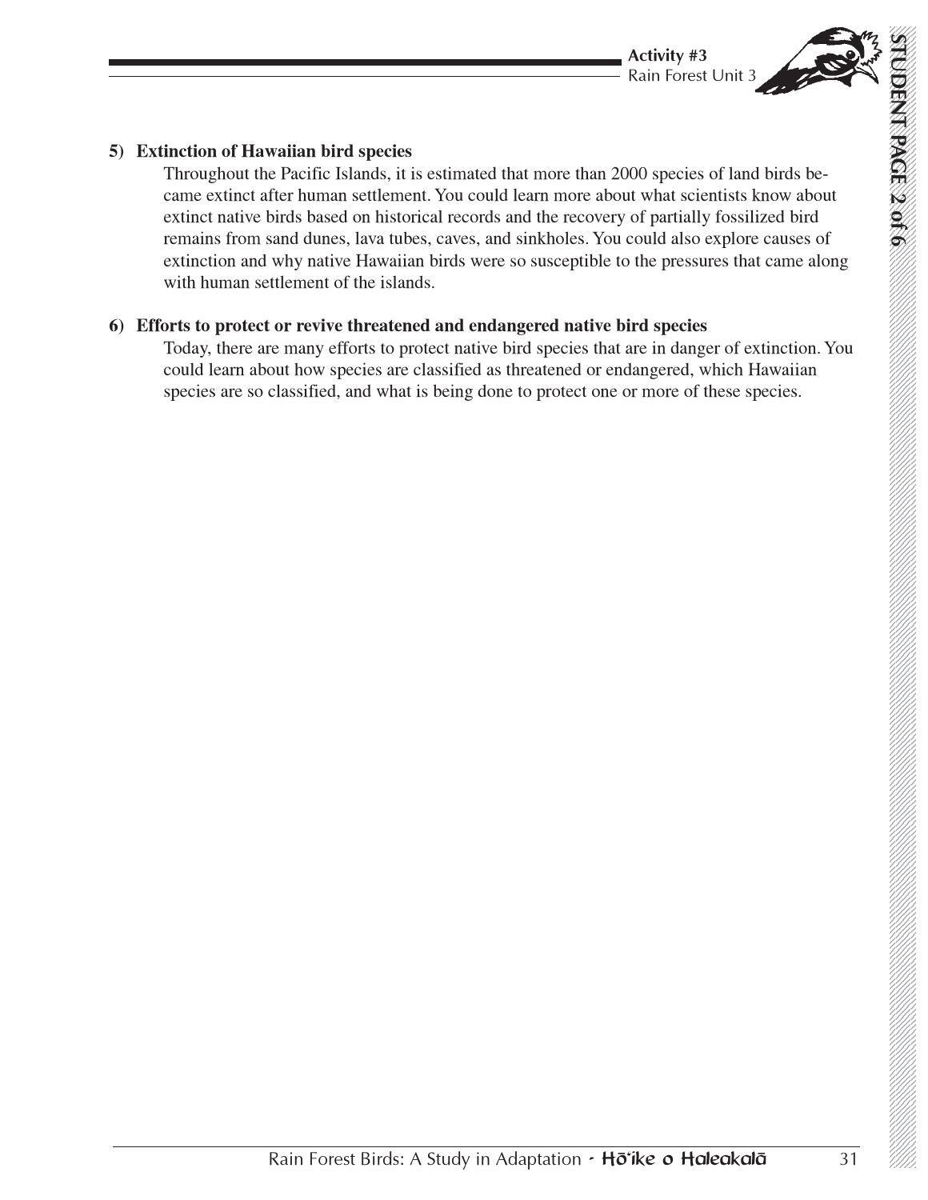**5) Extinction of Hawaiian bird species**

Throughout the Pacific Islands, it is estimated that more than 2000 species of land birds became extinct after human settlement. You could learn more about what scientists know about extinct native birds based on historical records and the recovery of partially fossilized bird remains from sand dunes, lava tubes, caves, and sinkholes. You could also explore causes of extinction and why native Hawaiian birds were so susceptible to the pressures that came along with human settlement of the islands.

**6) Efforts to protect or revive threatened and endangered native bird species**

Today, there are many efforts to protect native bird species that are in danger of extinction. You could learn about how species are classified as threatened or endangered, which Hawaiian species are so classified, and what is being done to protect one or more of these species.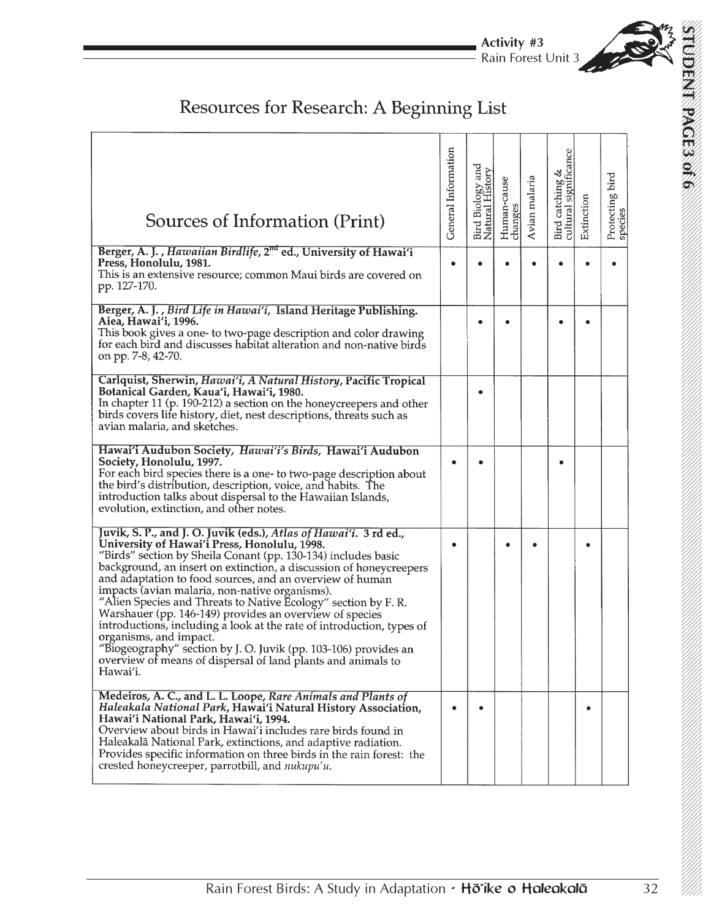# Resources for Research: A Beginning List

| Sources of Information (Print) | General Information | Bird Biology and Natural History | Human-cause changes | Avian malaria | Bird catching & cultural significance | Extinction | Protecting bird species |
|---|---|---|---|---|---|---|---|
| **Berger, A. J., *Hawaiian Birdlife*, 2nd ed., University of Hawai'i Press, Honolulu, 1981.** This is an extensive resource; common Maui birds are covered on pp. 127-170. | • | • | • | • | • | • | • |
| **Berger, A. J., *Bird Life in Hawai'i*, Island Heritage Publishing. Aiea, Hawai'i, 1996.** This book gives a one- to two-page description and color drawing for each bird and discusses habitat alteration and non-native birds on pp. 7-8, 42-70. | | • | • | | • | • | |
| **Carlquist, Sherwin, *Hawai'i, A Natural History*, Pacific Tropical Botanical Garden, Kaua'i, Hawai'i, 1980.** In chapter 11 (p. 190-212) a section on the honeycreepers and other birds covers life history, diet, nest descriptions, threats such as avian malaria, and sketches. | | • | | | | | |
| **Hawai'i Audubon Society, *Hawai'i's Birds*, Hawai'i Audubon Society, Honolulu, 1997.** For each bird species there is a one- to two-page description about the bird's distribution, description, voice, and habits. The introduction talks about dispersal to the Hawaiian Islands, evolution, extinction, and other notes. | • | • | | | • | | |
| **Juvik, S. P., and J. O. Juvik (eds.), *Atlas of Hawai'i*. 3 rd ed., University of Hawai'i Press, Honolulu, 1998.** "Birds" section by Sheila Conant (pp. 130-134) includes basic background, an insert on extinction, a discussion of honeycreepers and adaptation to food sources, and an overview of human impacts (avian malaria, non-native organisms). "Alien Species and Threats to Native Ecology" section by F. R. Warshauer (pp. 146-149) provides an overview of species introductions, including a look at the rate of introduction, types of organisms, and impact. "Biogeography" section by J. O. Juvik (pp. 103-106) provides an overview of means of dispersal of land plants and animals to Hawai'i. | • | | • | • | | • | |
| **Medeiros, A. C., and L. L. Loope, *Rare Animals and Plants of Haleakala National Park*, Hawai'i Natural History Association, Hawai'i National Park, Hawai'i, 1994.** Overview about birds in Hawai'i includes rare birds found in Haleakalā National Park, extinctions, and adaptive radiation. Provides specific information on three birds in the rain forest: the crested honeycreeper, parrotbill, and *nukupu'u*. | • | • | | | | • | |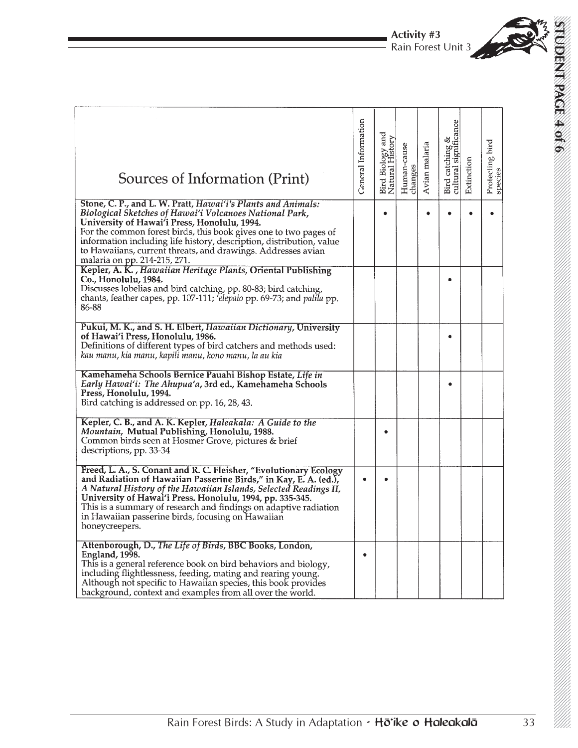| Sources of Information (Print) | General Information | Bird Biology and Natural History | Human-cause changes | Avian malaria | Bird catching & cultural significance | Extinction | Protecting bird species |
|---|---|---|---|---|---|---|---|
| **Stone, C. P., and L. W. Pratt, *Hawai'i's Plants and Animals: Biological Sketches of Hawai'i Volcanoes National Park*, University of Hawai'i Press, Honolulu, 1994.** For the common forest birds, this book gives one to two pages of information including life history, description, distribution, value to Hawaiians, current threats, and drawings. Addresses avian malaria on pp. 214-215, 271. | | • | | • | • | • | • |
| **Kepler, A. K. , *Hawaiian Heritage Plants*, Oriental Publishing Co., Honolulu, 1984.** Discusses lobelias and bird catching, pp. 80-83; bird catching, chants, feather capes, pp. 107-111; *'elepaio* pp. 69-73; and *palila* pp. 86-88 | | | | | • | | |
| **Pukui, M. K., and S. H. Elbert, *Hawaiian Dictionary*, University of Hawai'i Press, Honolulu, 1986.** Definitions of different types of bird catchers and methods used: *kau manu, kia manu, kapili manu, kono manu, la au kia* | | | | | • | | |
| **Kamehameha Schools Bernice Pauahi Bishop Estate, *Life in Early Hawai'i: The Ahupua'a*, 3rd ed., Kamehameha Schools Press, Honolulu, 1994.** Bird catching is addressed on pp. 16, 28, 43. | | | | | • | | |
| **Kepler, C. B., and A. K. Kepler, *Haleakala: A Guide to the Mountain*, Mutual Publishing, Honolulu, 1988.** Common birds seen at Hosmer Grove, pictures & brief descriptions, pp. 33-34 | | • | | | | | |
| **Freed, L. A., S. Conant and R. C. Fleisher, "Evolutionary Ecology and Radiation of Hawaiian Passerine Birds," in Kay, E. A. (ed.), *A Natural History of the Hawaiian Islands, Selected Readings II*, University of Hawai'i Press. Honolulu, 1994, pp. 335-345.** This is a summary of research and findings on adaptive radiation in Hawaiian passerine birds, focusing on Hawaiian honeycreepers. | • | • | | | | | |
| **Attenborough, D., *The Life of Birds*, BBC Books, London, England, 1998.** This is a general reference book on bird behaviors and biology, including flightlessness, feeding, mating and rearing young. Although not specific to Hawaiian species, this book provides background, context and examples from all over the world. | • | | | | | | |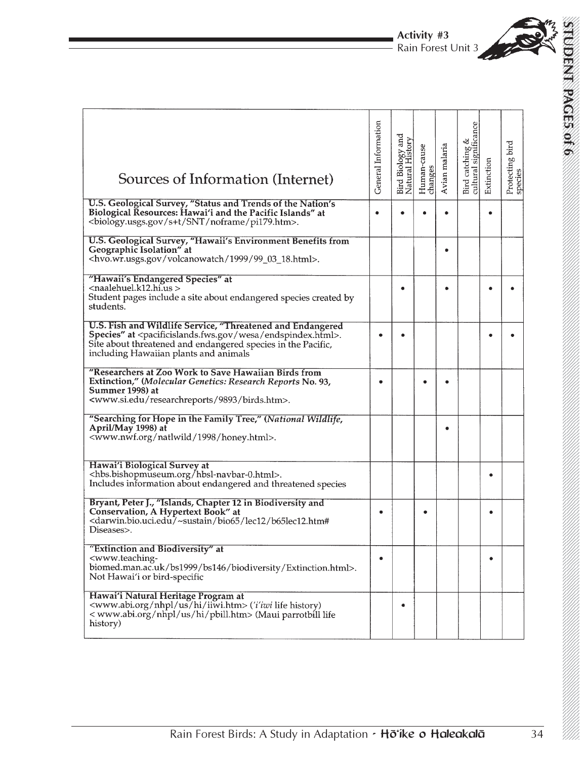| Sources of Information (Internet) | General Information | Bird Biology and Natural History | Human-cause changes | Avian malaria | Bird catching & cultural significance | Extinction | Protecting bird species |
|---|---|---|---|---|---|---|---|
| **U.S. Geological Survey, "Status and Trends of the Nation's Biological Resources: Hawai'i and the Pacific Islands" at** <biology.usgs.gov/s+t/SNT/noframe/pi179.htm>. | • | • | • | • | | • | |
| **U.S. Geological Survey, "Hawaii's Environment Benefits from Geographic Isolation" at** <hvo.wr.usgs.gov/volcanowatch/1999/99_03_18.html>. | | | | • | | | |
| **"Hawaii's Endangered Species" at** <naalehuel.k12.hi.us > Student pages include a site about endangered species created by students. | | • | | • | | • | • |
| **U.S. Fish and Wildlife Service, "Threatened and Endangered Species" at** <pacificislands.fws.gov/wesa/endspindex.html>. Site about threatened and endangered species in the Pacific, including Hawaiian plants and animals | • | • | | | | • | • |
| **"Researchers at Zoo Work to Save Hawaiian Birds from Extinction," (*Molecular Genetics: Research Reports* No. 93, Summer 1998) at** <www.si.edu/researchreports/9893/birds.htm>. | • | | • | • | | | |
| **"Searching for Hope in the Family Tree," (*National Wildlife*, April/May 1998) at** <www.nwf.org/natlwild/1998/honey.html>. | | | | • | | | |
| **Hawai'i Biological Survey at** <hbs.bishopmuseum.org/hbsl-navbar-0.html>. Includes information about endangered and threatened species | | | | | | • | |
| **Bryant, Peter J., "Islands, Chapter 12 in Biodiversity and Conservation, A Hypertext Book" at** <darwin.bio.uci.edu/~sustain/bio65/lec12/b65lec12.htm#Diseases>. | • | | • | | | • | |
| **"Extinction and Biodiversity" at** <www.teaching-biomed.man.ac.uk/bs1999/bs146/biodiversity/Extinction.html>. Not Hawai'i or bird-specific | • | | | | | • | |
| **Hawai'i Natural Heritage Program at** <www.abi.org/nhpl/us/hi/iiwi.htm> (*'i'iwi* life history) < www.abi.org/nhpl/us/hi/pbill.htm> (Maui parrotbill life history) | | • | | | | | |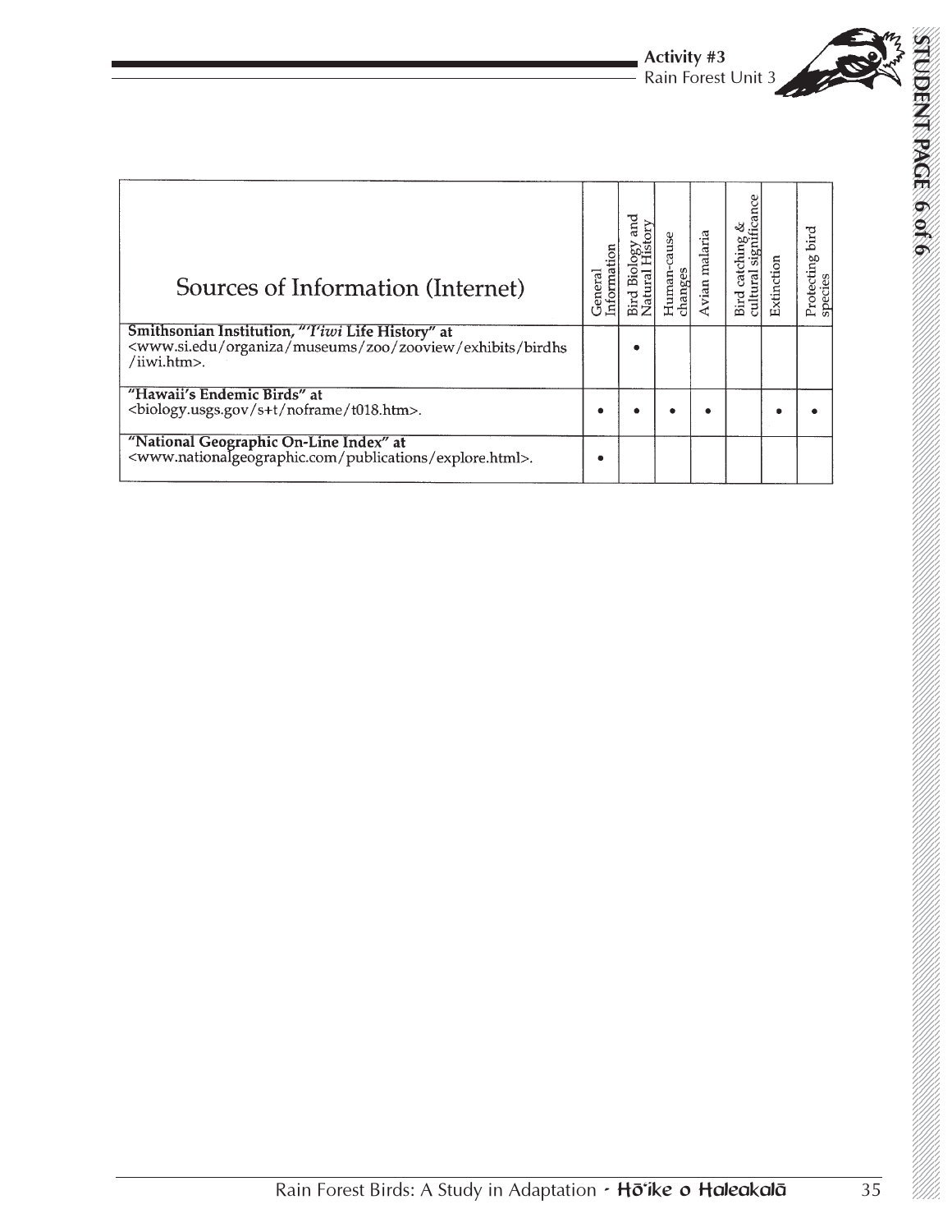| Sources of Information (Internet) | General Information | Bird Biology and Natural History | Human-cause changes | Avian malaria | Bird catching & cultural significance | Extinction | Protecting bird species |
|---|---|---|---|---|---|---|---|
| **Smithsonian Institution, "*'I'iwi* Life History" at** <www.si.edu/organiza/museums/zoo/zooview/exhibits/birdhs/iiwi.htm>. | | • | | | | | |
| **"Hawaii's Endemic Birds" at** <biology.usgs.gov/s+t/noframe/t018.htm>. | • | • | • | • | | • | • |
| **"National Geographic On-Line Index" at** <www.nationalgeographic.com/publications/explore.html>. | • | | | | | | |